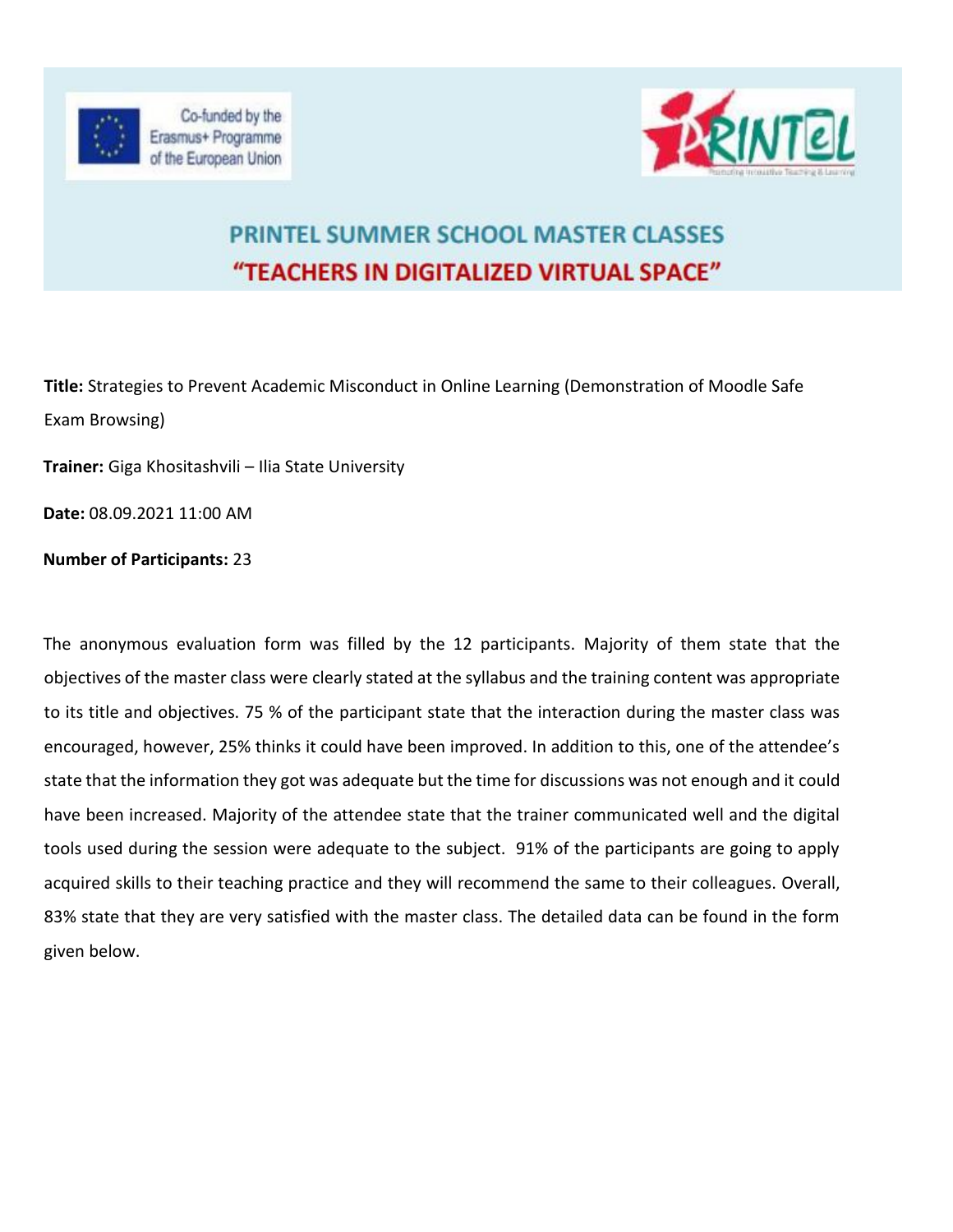Co-funded by the Erasmus+ Programme of the European Union

# PRINTEL SUMMER SCHOOL MASTER CLASSES
## "TEACHERS IN DIGITALIZED VIRTUAL SPACE"

**Title:** Strategies to Prevent Academic Misconduct in Online Learning (Demonstration of Moodle Safe Exam Browsing)

**Trainer:** Giga Khositashvili – Ilia State University

**Date:** 08.09.2021 11:00 AM

**Number of Participants:** 23

The anonymous evaluation form was filled by the 12 participants. Majority of them state that the objectives of the master class were clearly stated at the syllabus and the training content was appropriate to its title and objectives. 75 % of the participant state that the interaction during the master class was encouraged, however, 25% thinks it could have been improved. In addition to this, one of the attendee's state that the information they got was adequate but the time for discussions was not enough and it could have been increased. Majority of the attendee state that the trainer communicated well and the digital tools used during the session were adequate to the subject. 91% of the participants are going to apply acquired skills to their teaching practice and they will recommend the same to their colleagues. Overall, 83% state that they are very satisfied with the master class. The detailed data can be found in the form given below.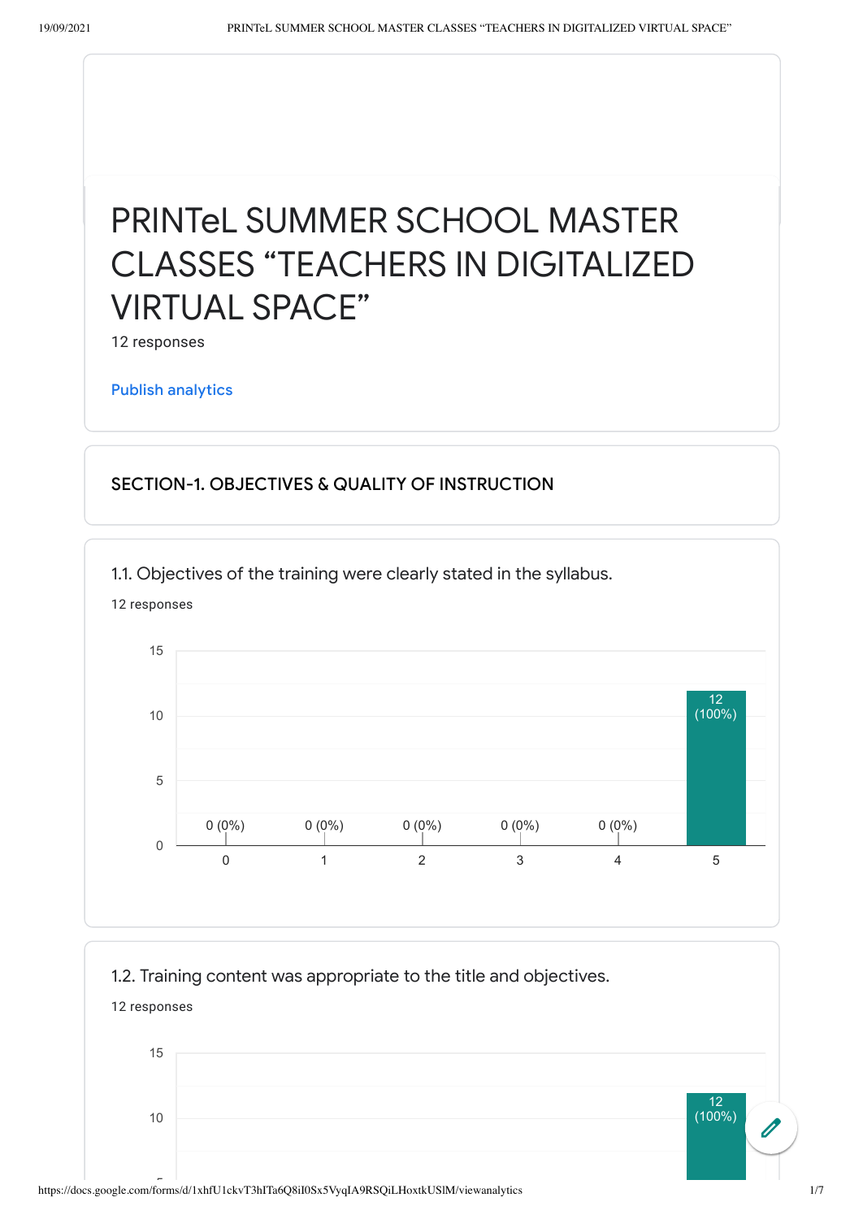# PRINTeL SUMMER SCHOOL MASTER CLASSES "TEACHERS IN DIGITALIZED VIRTUAL SPACE"

12 responses

Publish analytics

## SECTION-1. OBJECTIVES & QUALITY OF INSTRUCTION

### 1.1. Objectives of the training were clearly stated in the syllabus.

12 responses

15
10
5
0

0 (0%)
0 (0%)
0 (0%)
0 (0%)
0 (0%)
12 (100%)

0
1
2
3
4
5

### 1.2. Training content was appropriate to the title and objectives.

12 responses

15
10

12 (100%)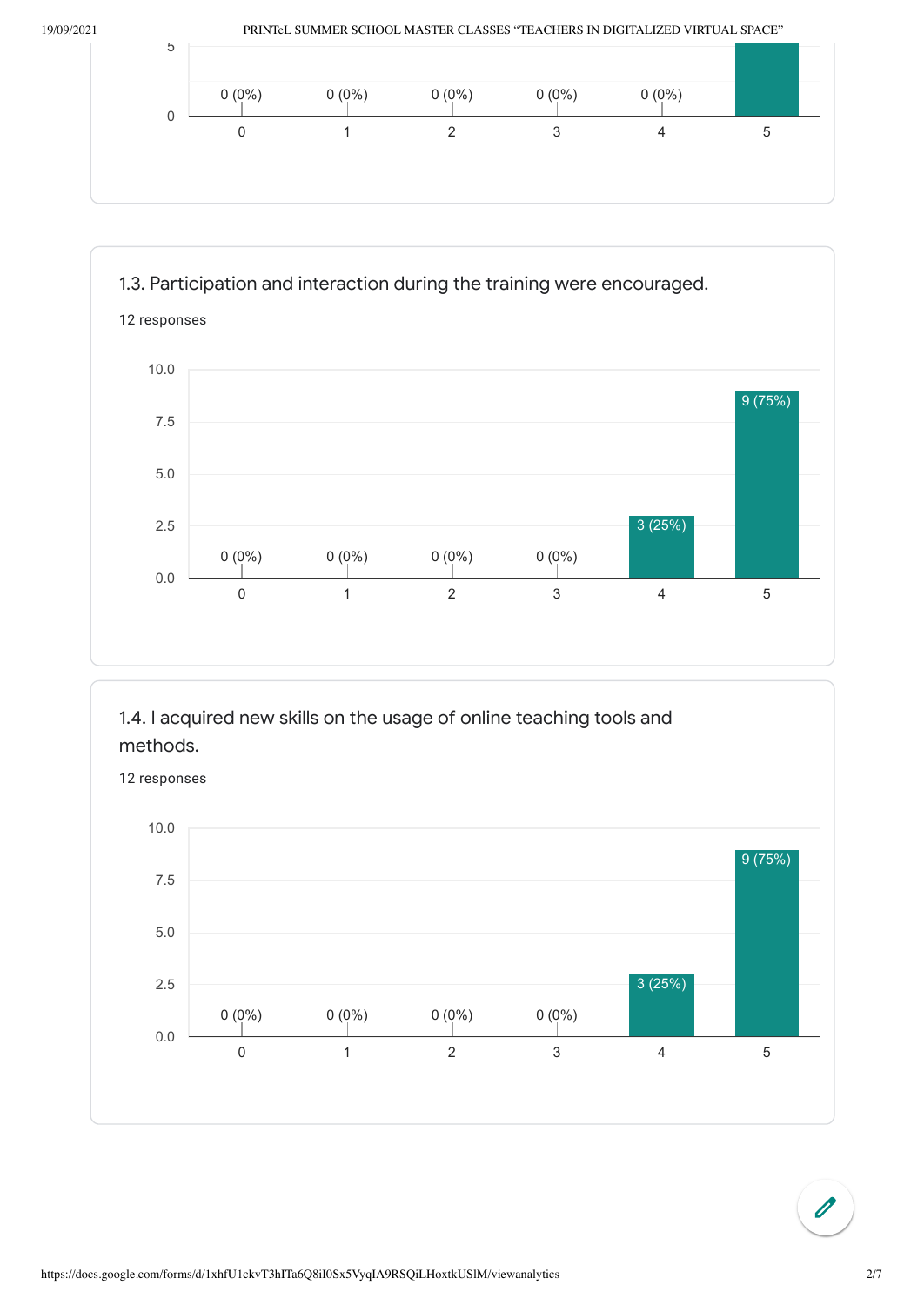5

0 (0%)
0 (0%)
0 (0%)
0 (0%)
0 (0%)

0

0 1 2 3 4 5

1.3. Participation and interaction during the training were encouraged.

12 responses

10.0
7.5
5.0
2.5
0.0

0 (0%)
0 (0%)
0 (0%)
0 (0%)
3 (25%)
9 (75%)

0 1 2 3 4 5

1.4. I acquired new skills on the usage of online teaching tools and methods.

12 responses

10.0
7.5
5.0
2.5
0.0

0 (0%)
0 (0%)
0 (0%)
0 (0%)
3 (25%)
9 (75%)

0 1 2 3 4 5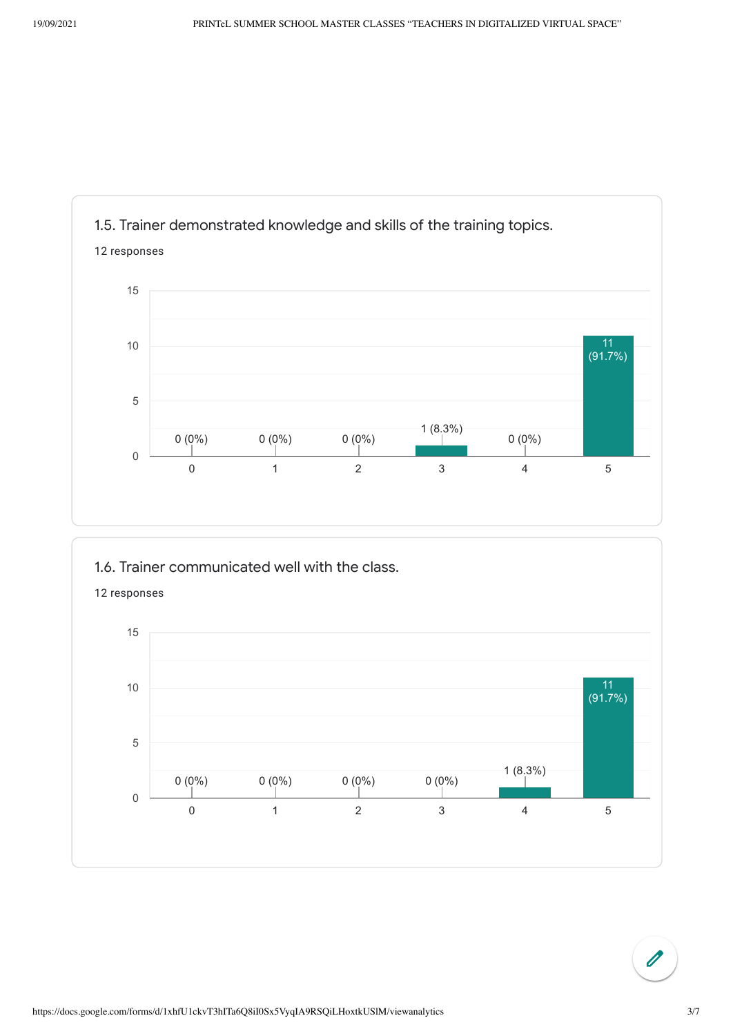1.5. Trainer demonstrated knowledge and skills of the training topics.

12 responses

15
10
5
0

0 (0%)
0 (0%)
0 (0%)
1 (8.3%)
0 (0%)
11 (91.7%)

0
1
2
3
4
5

1.6. Trainer communicated well with the class.

12 responses

15
10
5
0

0 (0%)
0 (0%)
0 (0%)
0 (0%)
1 (8.3%)
11 (91.7%)

0
1
2
3
4
5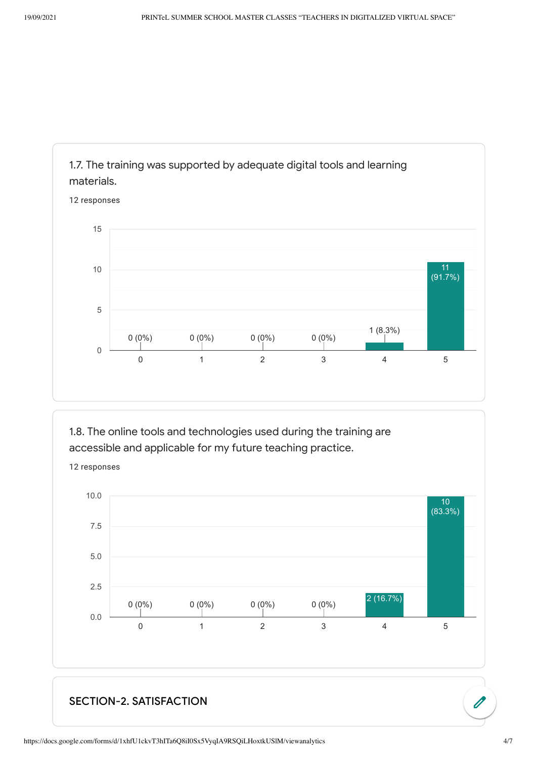1.7. The training was supported by adequate digital tools and learning materials.

12 responses

15
10
5
0

0 (0%)
0 (0%)
0 (0%)
0 (0%)
1 (8.3%)
11 (91.7%)

0 1 2 3 4 5

1.8. The online tools and technologies used during the training are accessible and applicable for my future teaching practice.

12 responses

10.0
7.5
5.0
2.5
0.0

0 (0%)
0 (0%)
0 (0%)
0 (0%)
2 (16.7%)
10 (83.3%)

0 1 2 3 4 5

## SECTION-2. SATISFACTION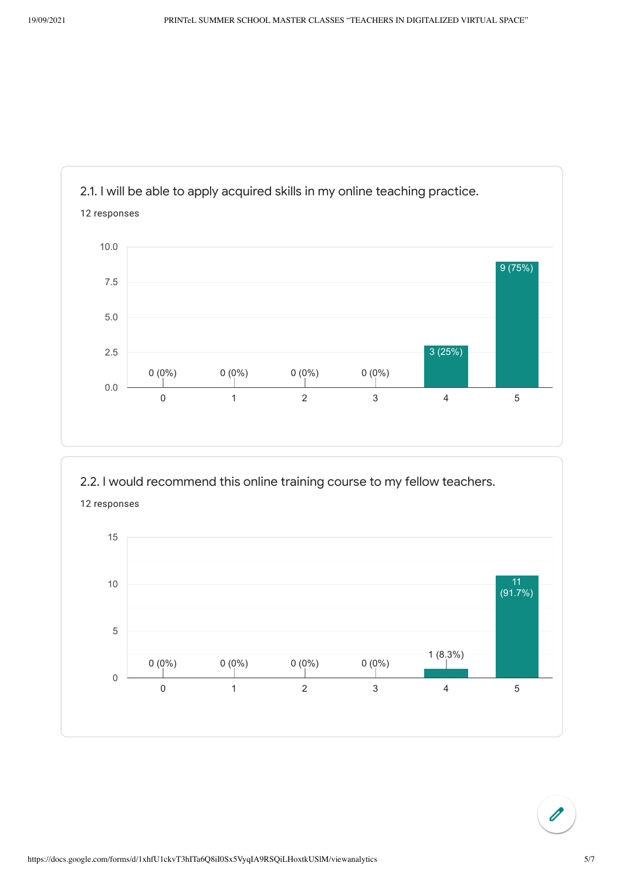2.1. I will be able to apply acquired skills in my online teaching practice.

12 responses

10.0
7.5
5.0
2.5
0.0

0 (0%)
0 (0%)
0 (0%)
0 (0%)
3 (25%)
9 (75%)

0
1
2
3
4
5

2.2. I would recommend this online training course to my fellow teachers.

12 responses

15
10
5
0

0 (0%)
0 (0%)
0 (0%)
0 (0%)
1 (8.3%)
11 (91.7%)

0
1
2
3
4
5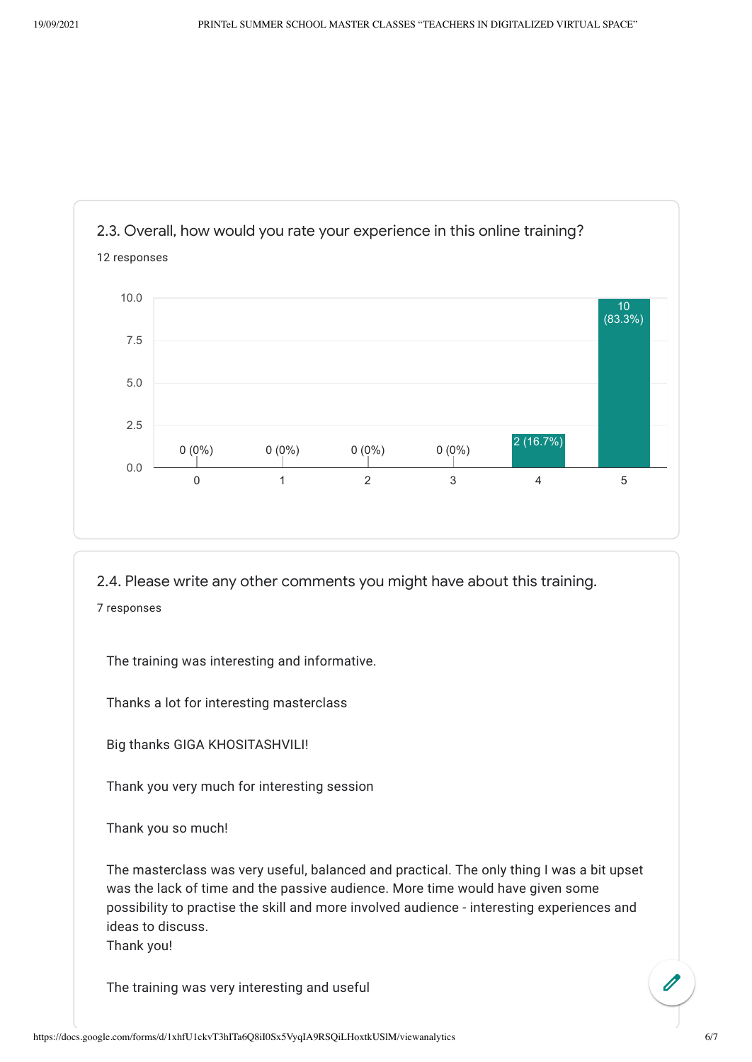## 2.3. Overall, how would you rate your experience in this online training?

12 responses

10.0
7.5
5.0
2.5
0.0

0 (0%)
0 (0%)
0 (0%)
0 (0%)
2 (16.7%)
10 (83.3%)

0
1
2
3
4
5

## 2.4. Please write any other comments you might have about this training.

7 responses

The training was interesting and informative.

Thanks a lot for interesting masterclass

Big thanks GIGA KHOSITASHVILI!

Thank you very much for interesting session

Thank you so much!

The masterclass was very useful, balanced and practical. The only thing I was a bit upset was the lack of time and the passive audience. More time would have given some possibility to practise the skill and more involved audience - interesting experiences and ideas to discuss.
Thank you!

The training was very interesting and useful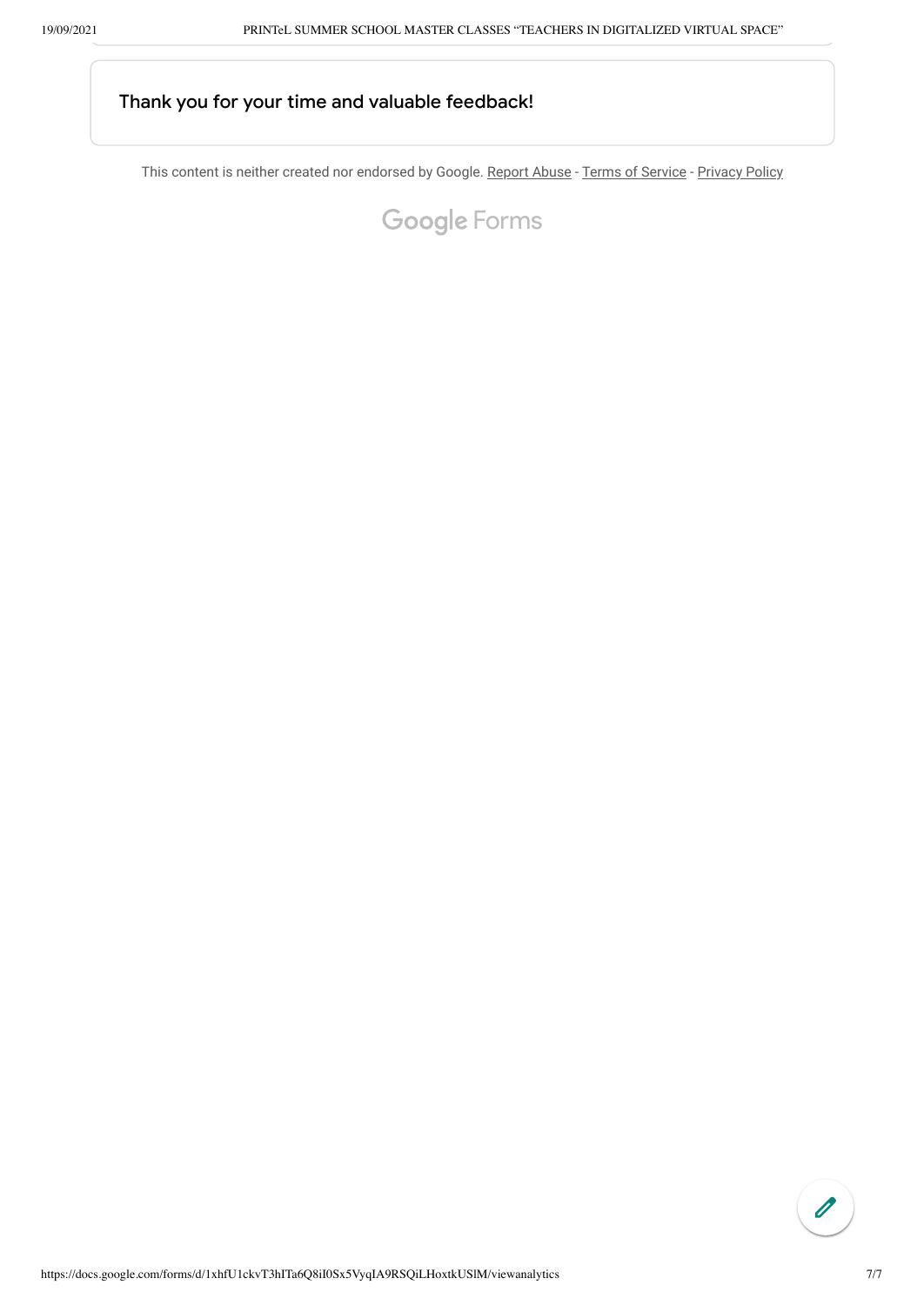Thank you for your time and valuable feedback!

This content is neither created nor endorsed by Google. Report Abuse - Terms of Service - Privacy Policy

Google Forms